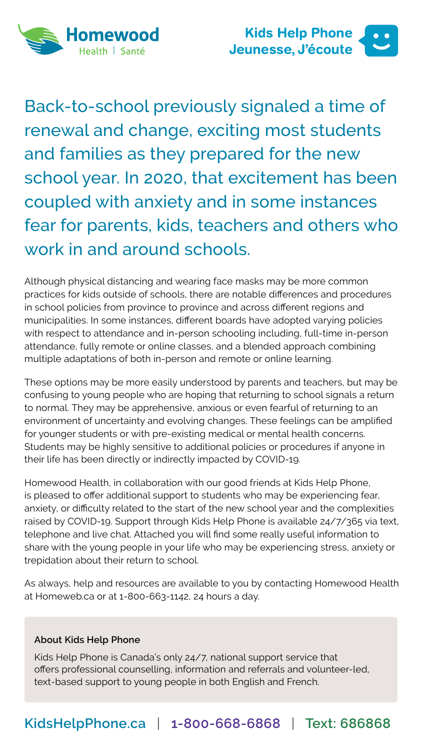Homewood Health | Santé

Kids Help Phone
Jeunesse, J'écoute

## Back-to-school previously signaled a time of renewal and change, exciting most students and families as they prepared for the new school year. In 2020, that excitement has been coupled with anxiety and in some instances fear for parents, kids, teachers and others who work in and around schools.

Although physical distancing and wearing face masks may be more common practices for kids outside of schools, there are notable differences and procedures in school policies from province to province and across different regions and municipalities. In some instances, different boards have adopted varying policies with respect to attendance and in-person schooling including, full-time in-person attendance, fully remote or online classes, and a blended approach combining multiple adaptations of both in-person and remote or online learning.

These options may be more easily understood by parents and teachers, but may be confusing to young people who are hoping that returning to school signals a return to normal. They may be apprehensive, anxious or even fearful of returning to an environment of uncertainty and evolving changes. These feelings can be amplified for younger students or with pre-existing medical or mental health concerns. Students may be highly sensitive to additional policies or procedures if anyone in their life has been directly or indirectly impacted by COVID-19.

Homewood Health, in collaboration with our good friends at Kids Help Phone, is pleased to offer additional support to students who may be experiencing fear, anxiety, or difficulty related to the start of the new school year and the complexities raised by COVID-19. Support through Kids Help Phone is available 24/7/365 via text, telephone and live chat. Attached you will find some really useful information to share with the young people in your life who may be experiencing stress, anxiety or trepidation about their return to school.

As always, help and resources are available to you by contacting Homewood Health at Homeweb.ca or at 1-800-663-1142, 24 hours a day.

**About Kids Help Phone**

Kids Help Phone is Canada's only 24/7, national support service that offers professional counselling, information and referrals and volunteer-led, text-based support to young people in both English and French.

**KidsHelpPhone.ca | 1-800-668-6868 | Text: 686868**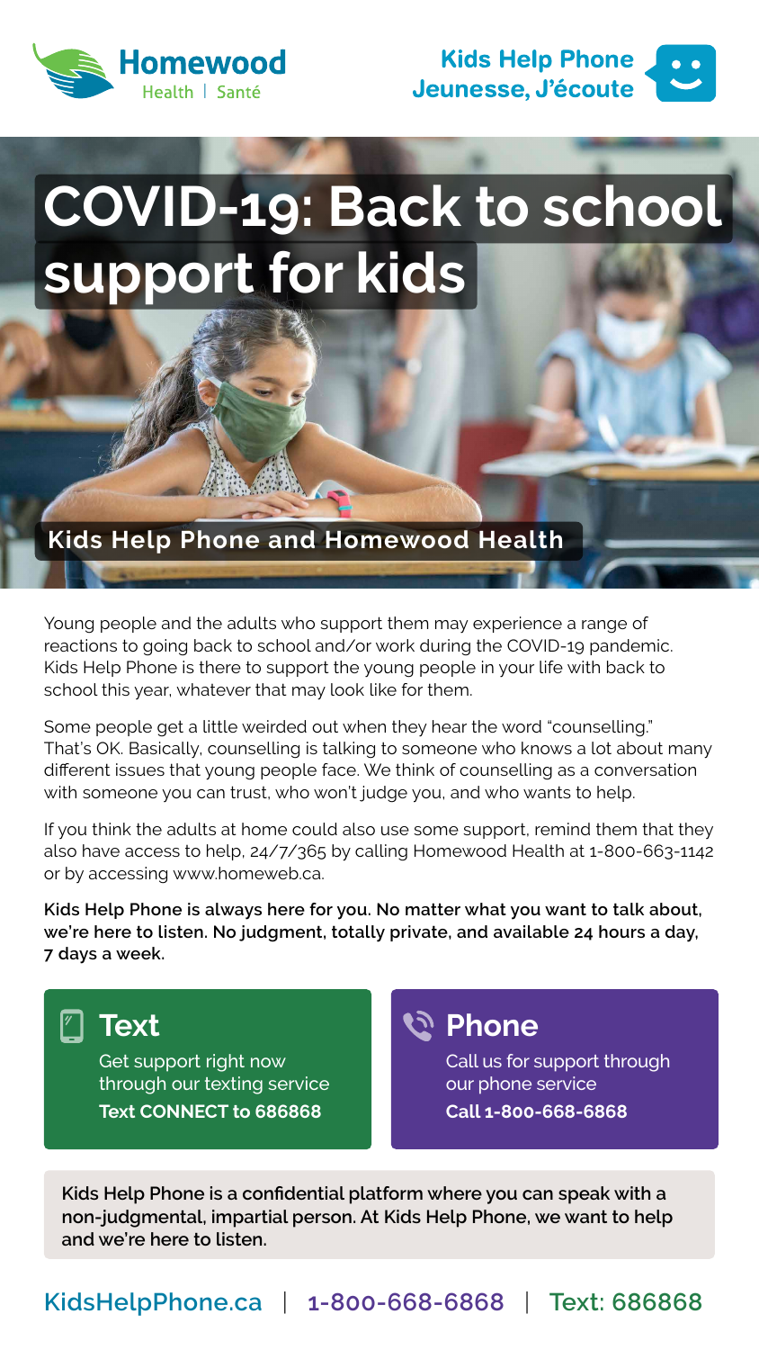Homewood Health | Santé

Kids Help Phone
Jeunesse, J'écoute

# COVID-19: Back to school support for kids

## Kids Help Phone and Homewood Health

Young people and the adults who support them may experience a range of reactions to going back to school and/or work during the COVID-19 pandemic. Kids Help Phone is there to support the young people in your life with back to school this year, whatever that may look like for them.

Some people get a little weirded out when they hear the word "counselling." That's OK. Basically, counselling is talking to someone who knows a lot about many different issues that young people face. We think of counselling as a conversation with someone you can trust, who won't judge you, and who wants to help.

If you think the adults at home could also use some support, remind them that they also have access to help, 24/7/365 by calling Homewood Health at 1-800-663-1142 or by accessing www.homeweb.ca.

**Kids Help Phone is always here for you. No matter what you want to talk about, we're here to listen. No judgment, totally private, and available 24 hours a day, 7 days a week.**

### Text

Get support right now through our texting service
**Text CONNECT to 686868**

### Phone

Call us for support through our phone service
**Call 1-800-668-6868**

**Kids Help Phone is a confidential platform where you can speak with a non-judgmental, impartial person. At Kids Help Phone, we want to help and we're here to listen.**

KidsHelpPhone.ca | 1-800-668-6868 | Text: 686868